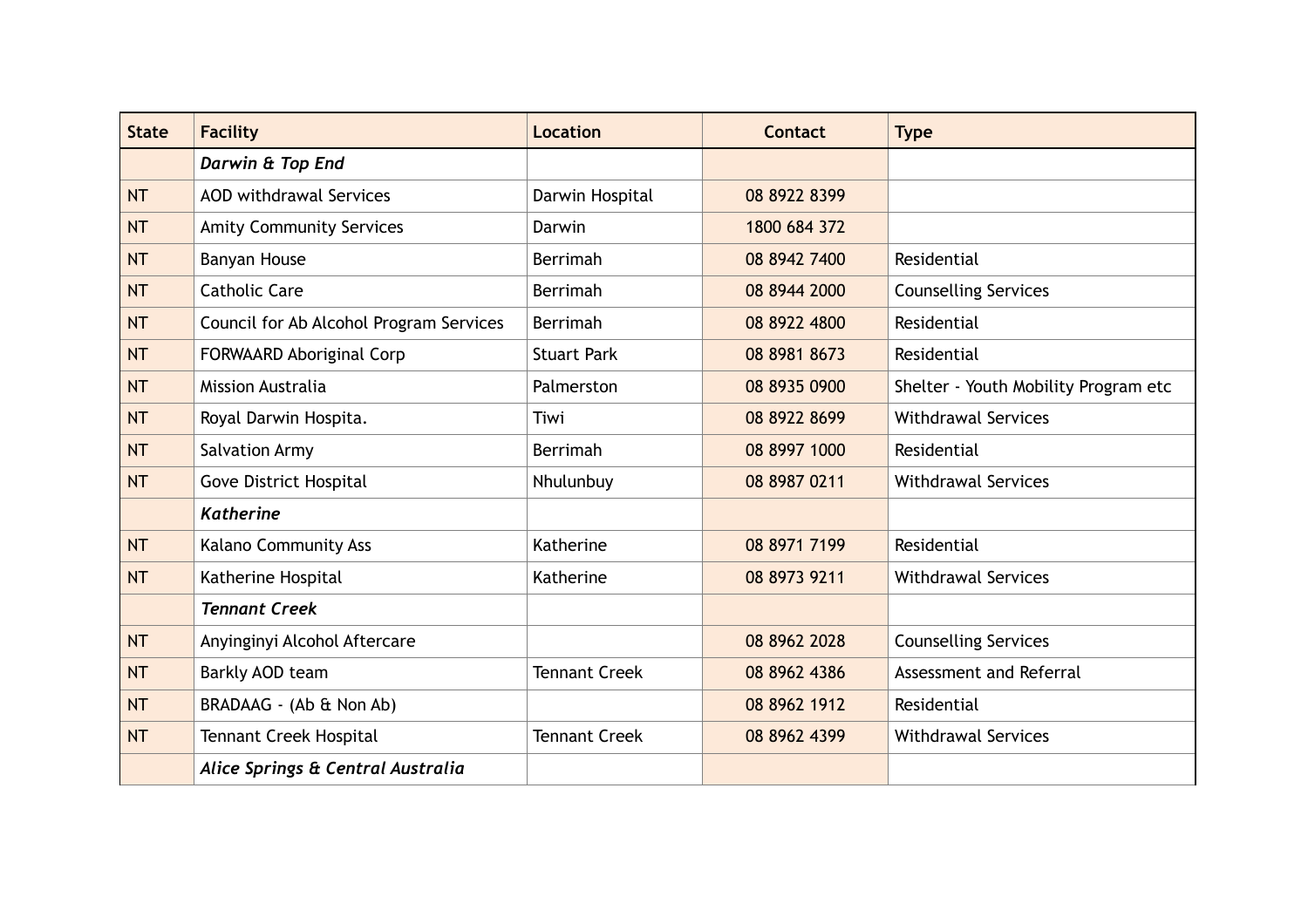| State | Facility | Location | Contact | Type |
|---|---|---|---|---|
| | ***Darwin & Top End*** | | | |
| NT | AOD withdrawal Services | Darwin Hospital | 08 8922 8399 | |
| NT | Amity Community Services | Darwin | 1800 684 372 | |
| NT | Banyan House | Berrimah | 08 8942 7400 | Residential |
| NT | Catholic Care | Berrimah | 08 8944 2000 | Counselling Services |
| NT | Council for Ab Alcohol Program Services | Berrimah | 08 8922 4800 | Residential |
| NT | FORWAARD Aboriginal Corp | Stuart Park | 08 8981 8673 | Residential |
| NT | Mission Australia | Palmerston | 08 8935 0900 | Shelter - Youth Mobility Program etc |
| NT | Royal Darwin Hospita. | Tiwi | 08 8922 8699 | Withdrawal Services |
| NT | Salvation Army | Berrimah | 08 8997 1000 | Residential |
| NT | Gove District Hospital | Nhulunbuy | 08 8987 0211 | Withdrawal Services |
| | ***Katherine*** | | | |
| NT | Kalano Community Ass | Katherine | 08 8971 7199 | Residential |
| NT | Katherine Hospital | Katherine | 08 8973 9211 | Withdrawal Services |
| | ***Tennant Creek*** | | | |
| NT | Anyinginyi Alcohol Aftercare | | 08 8962 2028 | Counselling Services |
| NT | Barkly AOD team | Tennant Creek | 08 8962 4386 | Assessment and Referral |
| NT | BRADAAG - (Ab & Non Ab) | | 08 8962 1912 | Residential |
| NT | Tennant Creek Hospital | Tennant Creek | 08 8962 4399 | Withdrawal Services |
| | ***Alice Springs & Central Australia*** | | | |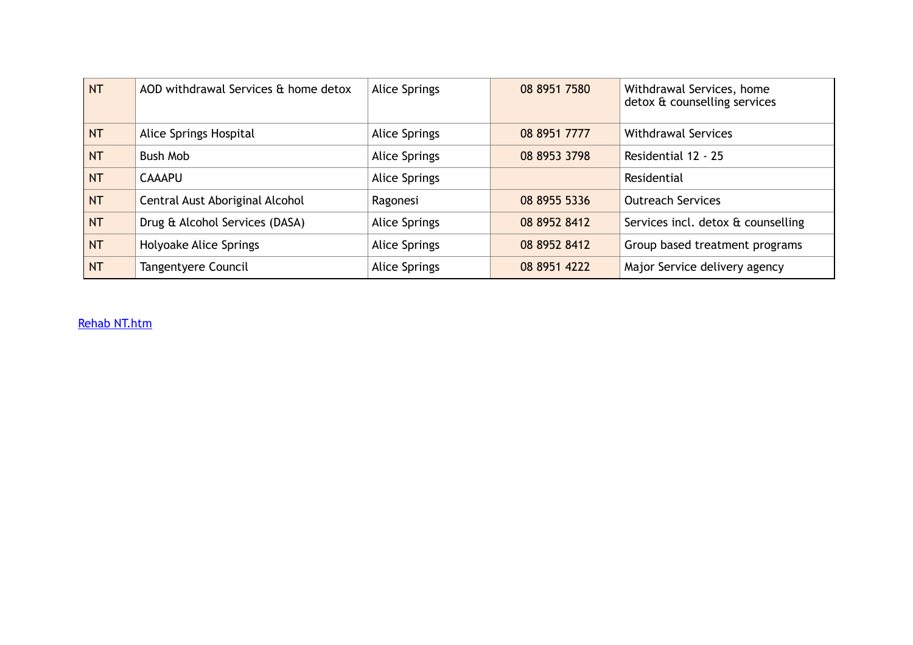| | | | | |
|---|---|---|---|---|
| NT | AOD withdrawal Services & home detox | Alice Springs | 08 8951 7580 | Withdrawal Services, home detox & counselling services |
| NT | Alice Springs Hospital | Alice Springs | 08 8951 7777 | Withdrawal Services |
| NT | Bush Mob | Alice Springs | 08 8953 3798 | Residential 12 - 25 |
| NT | CAAAPU | Alice Springs | | Residential |
| NT | Central Aust Aboriginal Alcohol | Ragonesi | 08 8955 5336 | Outreach Services |
| NT | Drug & Alcohol Services (DASA) | Alice Springs | 08 8952 8412 | Services incl. detox & counselling |
| NT | Holyoake Alice Springs | Alice Springs | 08 8952 8412 | Group based treatment programs |
| NT | Tangentyere Council | Alice Springs | 08 8951 4222 | Major Service delivery agency |

Rehab NT.htm